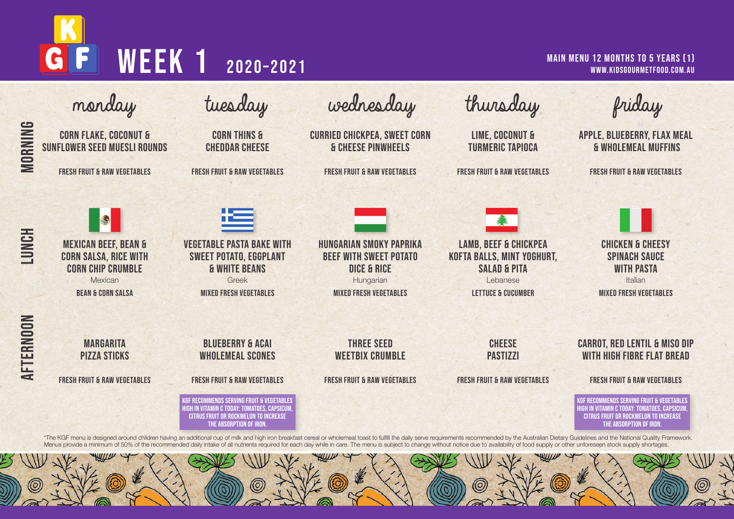# WEEK 1 2020-2021

**MAIN MENU 12 MONTHS TO 5 YEARS (1)**
**WWW.KIDSGOURMETFOOD.COM.AU**

| | Monday | Tuesday | Wednesday | Thursday | Friday |
|---|---|---|---|---|---|
| **MORNING** | CORN FLAKE, COCONUT & SUNFLOWER SEED MUESLI ROUNDS<br><br>FRESH FRUIT & RAW VEGETABLES | CORN THINS & CHEDDAR CHEESE<br><br>FRESH FRUIT & RAW VEGETABLES | CURRIED CHICKPEA, SWEET CORN & CHEESE PINWHEELS<br><br>FRESH FRUIT & RAW VEGETABLES | LIME, COCONUT & TURMERIC TAPIOCA<br><br>FRESH FRUIT & RAW VEGETABLES | APPLE, BLUEBERRY, FLAX MEAL & WHOLEMEAL MUFFINS<br><br>FRESH FRUIT & RAW VEGETABLES |
| **LUNCH** | MEXICAN BEEF, BEAN & CORN SALSA, RICE WITH CORN CHIP CRUMBLE<br>Mexican<br>BEAN & CORN SALSA | VEGETABLE PASTA BAKE WITH SWEET POTATO, EGGPLANT & WHITE BEANS<br>Greek<br>MIXED FRESH VEGETABLES | HUNGARIAN SMOKY PAPRIKA BEEF WITH SWEET POTATO DICE & RICE<br>Hungarian<br>MIXED FRESH VEGETABLES | LAMB, BEEF & CHICKPEA KOFTA BALLS, MINT YOGHURT, SALAD & PITA<br>Lebanese<br>LETTUCE & CUCUMBER | CHICKEN & CHEESY SPINACH SAUCE WITH PASTA<br>Italian<br>MIXED FRESH VEGETABLES |
| **AFTERNOON** | MARGARITA PIZZA STICKS<br><br>FRESH FRUIT & RAW VEGETABLES | BLUEBERRY & ACAI WHOLEMEAL SCONES<br><br>FRESH FRUIT & RAW VEGETABLES<br><br>KGF RECOMMENDS SERVING FRUIT & VEGETABLES HIGH IN VITAMIN C TODAY: TOMATOES, CAPSICUM, CITRUS FRUIT OR ROCKMELON TO INCREASE THE ABSORPTION OF IRON. | THREE SEED WEETBIX CRUMBLE<br><br>FRESH FRUIT & RAW VEGETABLES | CHEESE PASTIZZI<br><br>FRESH FRUIT & RAW VEGETABLES | CARROT, RED LENTIL & MISO DIP WITH HIGH FIBRE FLAT BREAD<br><br>FRESH FRUIT & RAW VEGETABLES<br><br>KGF RECOMMENDS SERVING FRUIT & VEGETABLES HIGH IN VITAMIN C TODAY: TOMATOES, CAPSICUM, CITRUS FRUIT OR ROCKMELON TO INCREASE THE ABSORPTION OF IRON. |

*The KGF menu is designed around children having an additional cup of milk and high iron breakfast cereal or wholemeal toast to fulfill the daily serve requirements recommended by the Australian Dietary Guidelines and the National Quality Framework. Menus provide a minimum of 50% of the recommended daily intake of all nutrients required for each day while in care. The menu is subject to change without notice due to availability of food supply or other unforeseen stock supply shortages.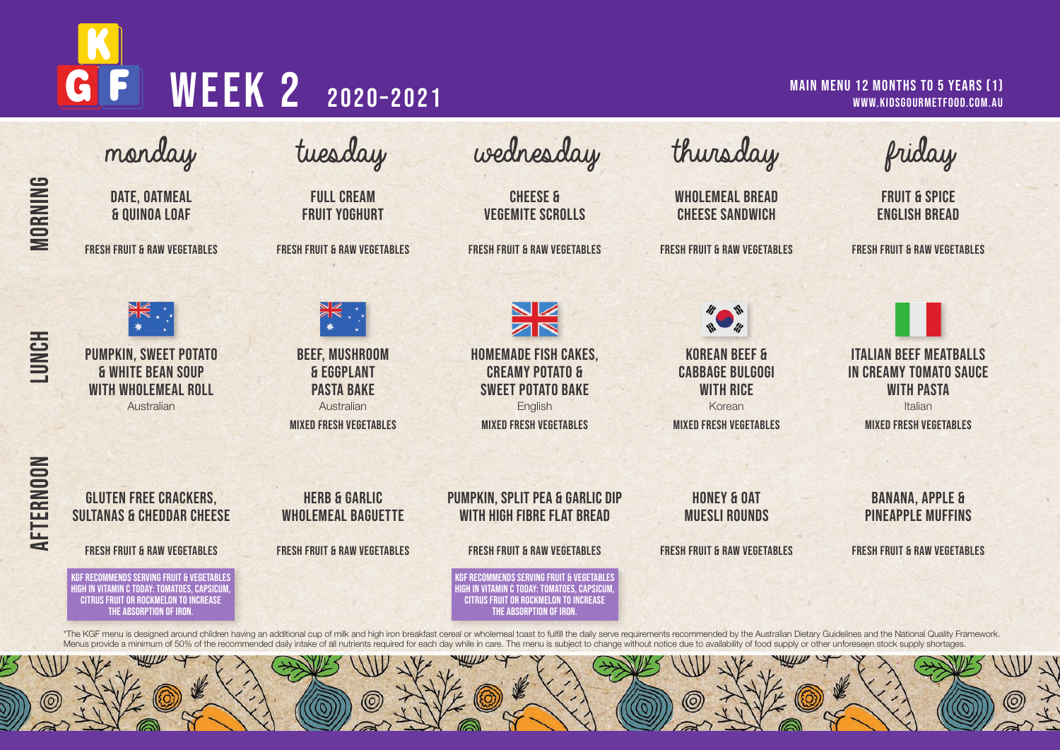# KGF WEEK 2 2020-2021

**MAIN MENU 12 MONTHS TO 5 YEARS (1)**
**WWW.KIDSGOURMETFOOD.COM.AU**

| | Monday | Tuesday | Wednesday | Thursday | Friday |
|---|---|---|---|---|---|
| **MORNING** | DATE, OATMEAL & QUINOA LOAF<br><br>FRESH FRUIT & RAW VEGETABLES | FULL CREAM FRUIT YOGHURT<br><br>FRESH FRUIT & RAW VEGETABLES | CHEESE & VEGEMITE SCROLLS<br><br>FRESH FRUIT & RAW VEGETABLES | WHOLEMEAL BREAD CHEESE SANDWICH<br><br>FRESH FRUIT & RAW VEGETABLES | FRUIT & SPICE ENGLISH BREAD<br><br>FRESH FRUIT & RAW VEGETABLES |
| **LUNCH** | PUMPKIN, SWEET POTATO & WHITE BEAN SOUP WITH WHOLEMEAL ROLL<br>Australian | BEEF, MUSHROOM & EGGPLANT PASTA BAKE<br>Australian<br><br>MIXED FRESH VEGETABLES | HOMEMADE FISH CAKES, CREAMY POTATO & SWEET POTATO BAKE<br>English<br><br>MIXED FRESH VEGETABLES | KOREAN BEEF & CABBAGE BULGOGI WITH RICE<br>Korean<br><br>MIXED FRESH VEGETABLES | ITALIAN BEEF MEATBALLS IN CREAMY TOMATO SAUCE WITH PASTA<br>Italian<br><br>MIXED FRESH VEGETABLES |
| **AFTERNOON** | GLUTEN FREE CRACKERS, SULTANAS & CHEDDAR CHEESE<br><br>FRESH FRUIT & RAW VEGETABLES<br><br>KGF RECOMMENDS SERVING FRUIT & VEGETABLES HIGH IN VITAMIN C TODAY: TOMATOES, CAPSICUM, CITRUS FRUIT OR ROCKMELON TO INCREASE THE ABSORPTION OF IRON. | HERB & GARLIC WHOLEMEAL BAGUETTE<br><br>FRESH FRUIT & RAW VEGETABLES | PUMPKIN, SPLIT PEA & GARLIC DIP WITH HIGH FIBRE FLAT BREAD<br><br>FRESH FRUIT & RAW VEGETABLES<br><br>KGF RECOMMENDS SERVING FRUIT & VEGETABLES HIGH IN VITAMIN C TODAY: TOMATOES, CAPSICUM, CITRUS FRUIT OR ROCKMELON TO INCREASE THE ABSORPTION OF IRON. | HONEY & OAT MUESLI ROUNDS<br><br>FRESH FRUIT & RAW VEGETABLES | BANANA, APPLE & PINEAPPLE MUFFINS<br><br>FRESH FRUIT & RAW VEGETABLES |

*The KGF menu is designed around children having an additional cup of milk and high iron breakfast cereal or wholemeal toast to fulfil the daily serve requirements recommended by the Australian Dietary Guidelines and the National Quality Framework. Menus provide a minimum of 50% of the recommended daily intake of all nutrients required for each day while in care. The menu is subject to change without notice due to availability of food supply or other unforeseen stock supply shortages.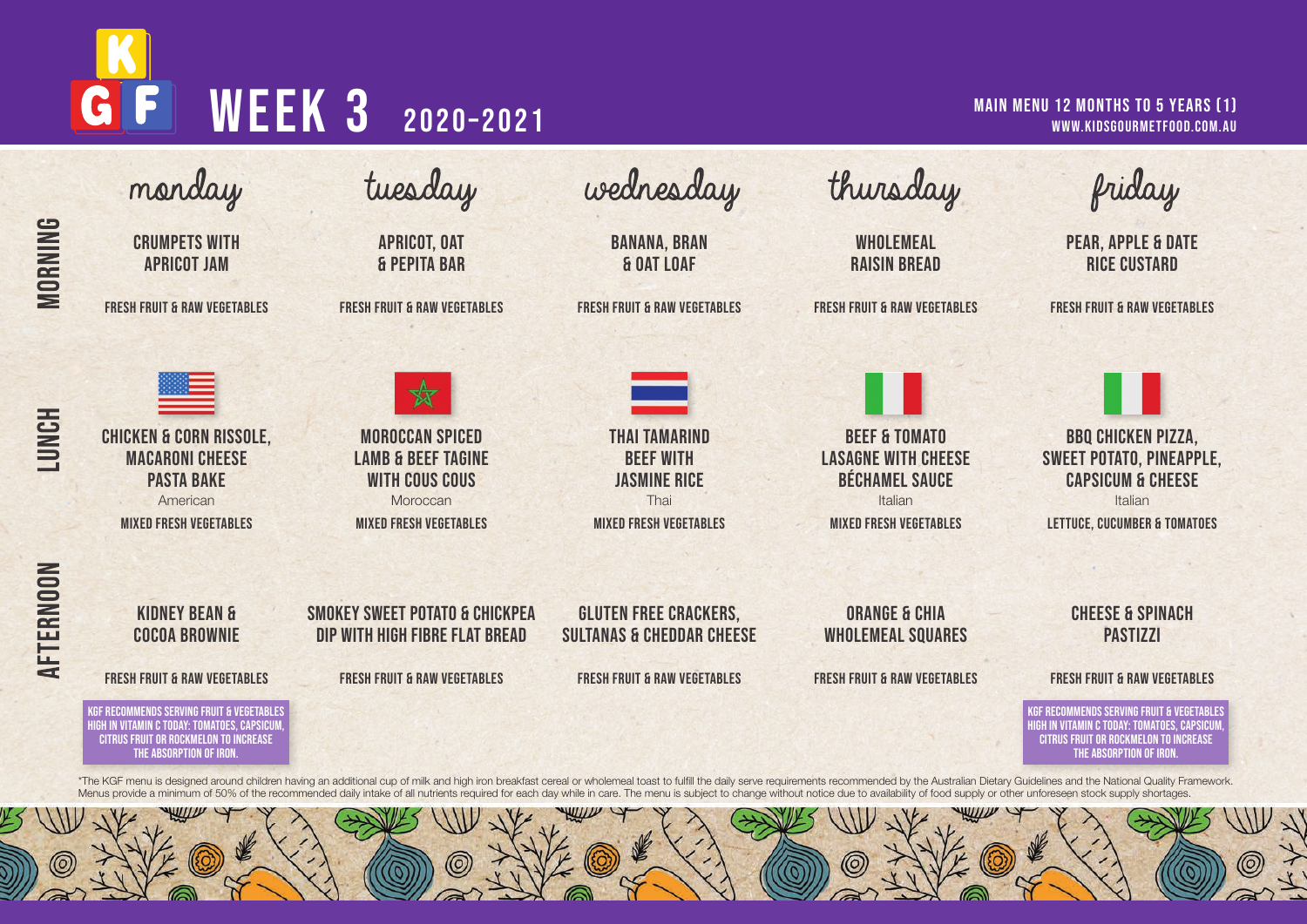# KGF WEEK 3 2020-2021

**MAIN MENU 12 MONTHS TO 5 YEARS (1)**
WWW.KIDSGOURMETFOOD.COM.AU

| | monday | tuesday | wednesday | thursday | friday |
|---|---|---|---|---|---|
| **MORNING** | CRUMPETS WITH APRICOT JAM<br><br>FRESH FRUIT & RAW VEGETABLES | APRICOT, OAT & PEPITA BAR<br><br>FRESH FRUIT & RAW VEGETABLES | BANANA, BRAN & OAT LOAF<br><br>FRESH FRUIT & RAW VEGETABLES | WHOLEMEAL RAISIN BREAD<br><br>FRESH FRUIT & RAW VEGETABLES | PEAR, APPLE & DATE RICE CUSTARD<br><br>FRESH FRUIT & RAW VEGETABLES |
| **LUNCH** | CHICKEN & CORN RISSOLE, MACARONI CHEESE PASTA BAKE<br>American<br>MIXED FRESH VEGETABLES | MOROCCAN SPICED LAMB & BEEF TAGINE WITH COUS COUS<br>Moroccan<br>MIXED FRESH VEGETABLES | THAI TAMARIND BEEF WITH JASMINE RICE<br>Thai<br>MIXED FRESH VEGETABLES | BEEF & TOMATO LASAGNE WITH CHEESE BÉCHAMEL SAUCE<br>Italian<br>MIXED FRESH VEGETABLES | BBQ CHICKEN PIZZA, SWEET POTATO, PINEAPPLE, CAPSICUM & CHEESE<br>Italian<br>LETTUCE, CUCUMBER & TOMATOES |
| **AFTERNOON** | KIDNEY BEAN & COCOA BROWNIE<br><br>FRESH FRUIT & RAW VEGETABLES<br><br>KGF RECOMMENDS SERVING FRUIT & VEGETABLES HIGH IN VITAMIN C TODAY: TOMATOES, CAPSICUM, CITRUS FRUIT OR ROCKMELON TO INCREASE THE ABSORPTION OF IRON. | SMOKEY SWEET POTATO & CHICKPEA DIP WITH HIGH FIBRE FLAT BREAD<br><br>FRESH FRUIT & RAW VEGETABLES | GLUTEN FREE CRACKERS, SULTANAS & CHEDDAR CHEESE<br><br>FRESH FRUIT & RAW VEGETABLES | ORANGE & CHIA WHOLEMEAL SQUARES<br><br>FRESH FRUIT & RAW VEGETABLES | CHEESE & SPINACH PASTIZZI<br><br>FRESH FRUIT & RAW VEGETABLES<br><br>KGF RECOMMENDS SERVING FRUIT & VEGETABLES HIGH IN VITAMIN C TODAY: TOMATOES, CAPSICUM, CITRUS FRUIT OR ROCKMELON TO INCREASE THE ABSORPTION OF IRON. |

*The KGF menu is designed around children having an additional cup of milk and high iron breakfast cereal or wholemeal toast to fulfil the daily serve requirements recommended by the Australian Dietary Guidelines and the National Quality Framework. Menus provide a minimum of 50% of the recommended daily intake of all nutrients required for each day while in care. The menu is subject to change without notice due to availability of food supply or other unforeseen stock supply shortages.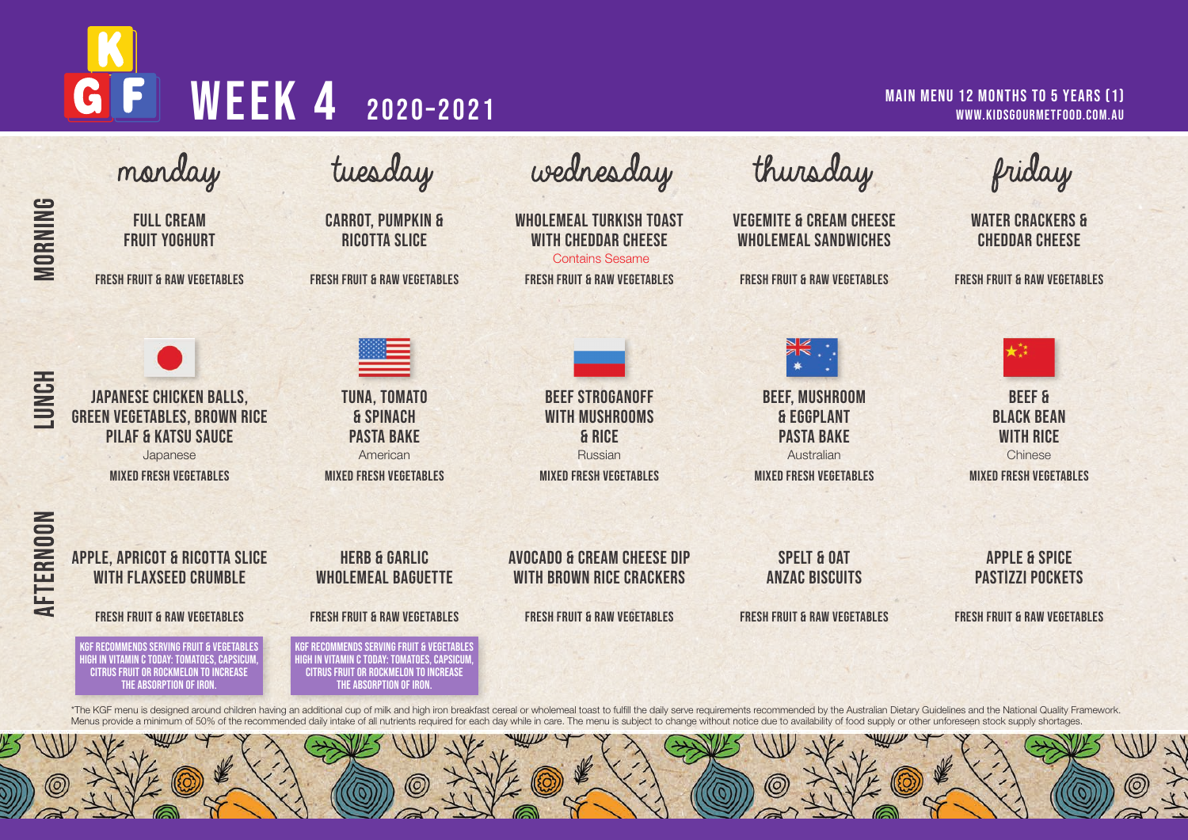# WEEK 4 2020-2021

**MAIN MENU 12 MONTHS TO 5 YEARS (1)**
WWW.KIDSGOURMETFOOD.COM.AU

| | Monday | Tuesday | Wednesday | Thursday | Friday |
|---|---|---|---|---|---|
| **MORNING** | FULL CREAM FRUIT YOGHURT<br><br>FRESH FRUIT & RAW VEGETABLES | CARROT, PUMPKIN & RICOTTA SLICE<br><br>FRESH FRUIT & RAW VEGETABLES | WHOLEMEAL TURKISH TOAST WITH CHEDDAR CHEESE<br>Contains Sesame<br><br>FRESH FRUIT & RAW VEGETABLES | VEGEMITE & CREAM CHEESE WHOLEMEAL SANDWICHES<br><br>FRESH FRUIT & RAW VEGETABLES | WATER CRACKERS & CHEDDAR CHEESE<br><br>FRESH FRUIT & RAW VEGETABLES |
| **LUNCH** | JAPANESE CHICKEN BALLS, GREEN VEGETABLES, BROWN RICE PILAF & KATSU SAUCE<br>Japanese<br><br>MIXED FRESH VEGETABLES | TUNA, TOMATO & SPINACH PASTA BAKE<br>American<br><br>MIXED FRESH VEGETABLES | BEEF STROGANOFF WITH MUSHROOMS & RICE<br>Russian<br><br>MIXED FRESH VEGETABLES | BEEF, MUSHROOM & EGGPLANT PASTA BAKE<br>Australian<br><br>MIXED FRESH VEGETABLES | BEEF & BLACK BEAN WITH RICE<br>Chinese<br><br>MIXED FRESH VEGETABLES |
| **AFTERNOON** | APPLE, APRICOT & RICOTTA SLICE WITH FLAXSEED CRUMBLE<br><br>FRESH FRUIT & RAW VEGETABLES<br><br>KGF RECOMMENDS SERVING FRUIT & VEGETABLES HIGH IN VITAMIN C TODAY: TOMATOES, CAPSICUM, CITRUS FRUIT OR ROCKMELON TO INCREASE THE ABSORPTION OF IRON. | HERB & GARLIC WHOLEMEAL BAGUETTE<br><br>FRESH FRUIT & RAW VEGETABLES<br><br>KGF RECOMMENDS SERVING FRUIT & VEGETABLES HIGH IN VITAMIN C TODAY: TOMATOES, CAPSICUM, CITRUS FRUIT OR ROCKMELON TO INCREASE THE ABSORPTION OF IRON. | AVOCADO & CREAM CHEESE DIP WITH BROWN RICE CRACKERS<br><br>FRESH FRUIT & RAW VEGETABLES | SPELT & OAT ANZAC BISCUITS<br><br>FRESH FRUIT & RAW VEGETABLES | APPLE & SPICE PASTIZZI POCKETS<br><br>FRESH FRUIT & RAW VEGETABLES |

*The KGF menu is designed around children having an additional cup of milk and high iron breakfast cereal or wholemeal toast to fulfil the daily serve requirements recommended by the Australian Dietary Guidelines and the National Quality Framework. Menus provide a minimum of 50% of the recommended daily intake of all nutrients required for each day while in care. The menu is subject to change without notice due to availability of food supply or other unforeseen stock supply shortages.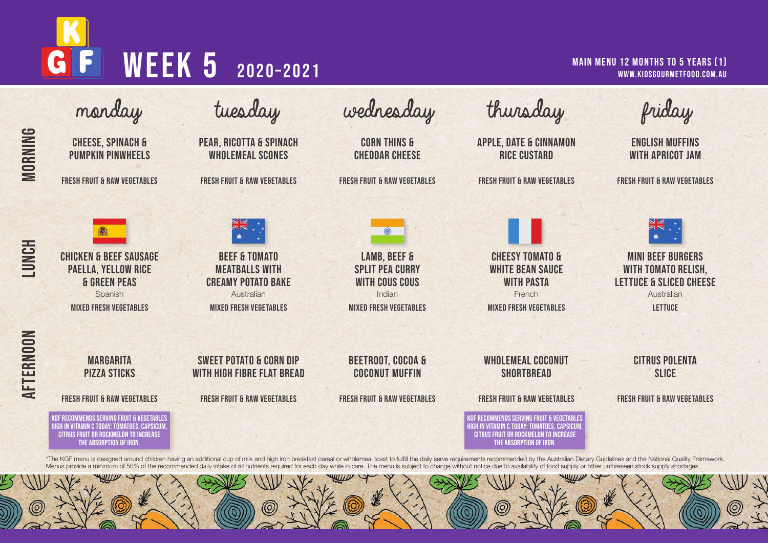# WEEK 5 2020-2021

MAIN MENU 12 MONTHS TO 5 YEARS (1)
WWW.KIDSGOURMETFOOD.COM.AU

| | monday | tuesday | wednesday | thursday | friday |
|---|---|---|---|---|---|
| **MORNING** | CHEESE, SPINACH & PUMPKIN PINWHEELS<br>FRESH FRUIT & RAW VEGETABLES | PEAR, RICOTTA & SPINACH WHOLEMEAL SCONES<br>FRESH FRUIT & RAW VEGETABLES | CORN THINS & CHEDDAR CHEESE<br>FRESH FRUIT & RAW VEGETABLES | APPLE, DATE & CINNAMON RICE CUSTARD<br>FRESH FRUIT & RAW VEGETABLES | ENGLISH MUFFINS WITH APRICOT JAM<br>FRESH FRUIT & RAW VEGETABLES |
| **LUNCH** | CHICKEN & BEEF SAUSAGE PAELLA, YELLOW RICE & GREEN PEAS<br>Spanish<br>MIXED FRESH VEGETABLES | BEEF & TOMATO MEATBALLS WITH CREAMY POTATO BAKE<br>Australian<br>MIXED FRESH VEGETABLES | LAMB, BEEF & SPLIT PEA CURRY WITH COUS COUS<br>Indian<br>MIXED FRESH VEGETABLES | CHEESY TOMATO & WHITE BEAN SAUCE WITH PASTA<br>French<br>MIXED FRESH VEGETABLES | MINI BEEF BURGERS WITH TOMATO RELISH, LETTUCE & SLICED CHEESE<br>Australian<br>LETTUCE |
| **AFTERNOON** | MARGARITA PIZZA STICKS<br>FRESH FRUIT & RAW VEGETABLES<br>KGF RECOMMENDS SERVING FRUIT & VEGETABLES HIGH IN VITAMIN C TODAY: TOMATOES, CAPSICUM, CITRUS FRUIT OR ROCKMELON TO INCREASE THE ABSORPTION OF IRON. | SWEET POTATO & CORN DIP WITH HIGH FIBRE FLAT BREAD<br>FRESH FRUIT & RAW VEGETABLES | BEETROOT, COCOA & COCONUT MUFFIN<br>FRESH FRUIT & RAW VEGETABLES | WHOLEMEAL COCONUT SHORTBREAD<br>FRESH FRUIT & RAW VEGETABLES<br>KGF RECOMMENDS SERVING FRUIT & VEGETABLES HIGH IN VITAMIN C TODAY: TOMATOES, CAPSICUM, CITRUS FRUIT OR ROCKMELON TO INCREASE THE ABSORPTION OF IRON. | CITRUS POLENTA SLICE<br>FRESH FRUIT & RAW VEGETABLES |

*The KGF menu is designed around children having an additional cup of milk and high iron breakfast cereal or wholemeal toast to fulfill the daily serve requirements recommended by the Australian Dietary Guidelines and the National Quality Framework. Menus provide a minimum of 50% of the recommended daily intake of all nutrients required for each day while in care. The menu is subject to change without notice due to availability of food supply or other unforeseen stock supply shortages.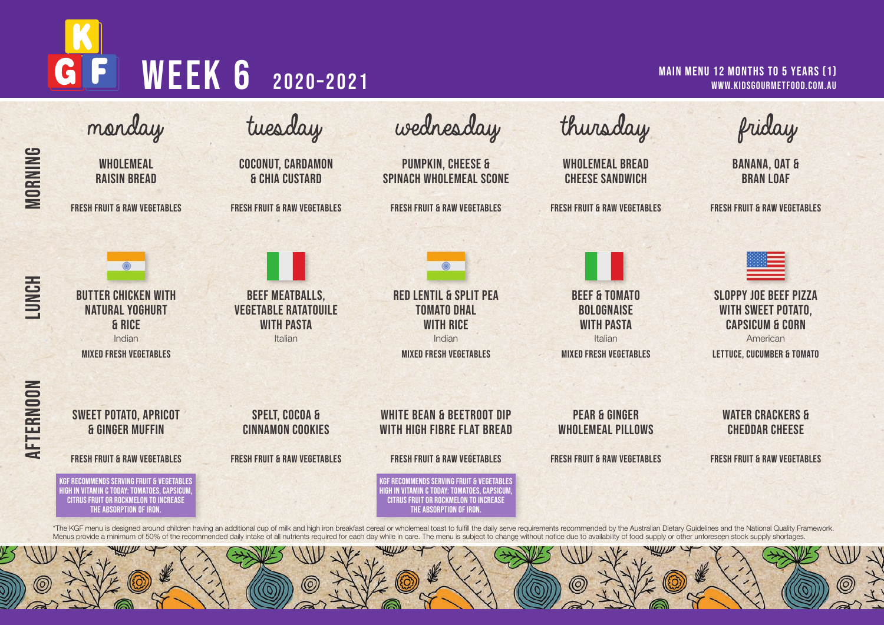# WEEK 6 2020-2021

MAIN MENU 12 MONTHS TO 5 YEARS (1)
WWW.KIDSGOURMETFOOD.COM.AU

| | monday | tuesday | wednesday | thursday | friday |
|---|---|---|---|---|---|
| MORNING | WHOLEMEAL RAISIN BREAD<br><br>FRESH FRUIT & RAW VEGETABLES | COCONUT, CARDAMON & CHIA CUSTARD<br><br>FRESH FRUIT & RAW VEGETABLES | PUMPKIN, CHEESE & SPINACH WHOLEMEAL SCONE<br><br>FRESH FRUIT & RAW VEGETABLES | WHOLEMEAL BREAD CHEESE SANDWICH<br><br>FRESH FRUIT & RAW VEGETABLES | BANANA, OAT & BRAN LOAF<br><br>FRESH FRUIT & RAW VEGETABLES |
| LUNCH | BUTTER CHICKEN WITH NATURAL YOGHURT & RICE<br>Indian<br>MIXED FRESH VEGETABLES | BEEF MEATBALLS, VEGETABLE RATATOUILE WITH PASTA<br>Italian | RED LENTIL & SPLIT PEA TOMATO DHAL WITH RICE<br>Indian<br>MIXED FRESH VEGETABLES | BEEF & TOMATO BOLOGNAISE WITH PASTA<br>Italian<br>MIXED FRESH VEGETABLES | SLOPPY JOE BEEF PIZZA WITH SWEET POTATO, CAPSICUM & CORN<br>American<br>LETTUCE, CUCUMBER & TOMATO |
| AFTERNOON | SWEET POTATO, APRICOT & GINGER MUFFIN<br><br>FRESH FRUIT & RAW VEGETABLES<br><br>KGF RECOMMENDS SERVING FRUIT & VEGETABLES HIGH IN VITAMIN C TODAY: TOMATOES, CAPSICUM, CITRUS FRUIT OR ROCKMELON TO INCREASE THE ABSORPTION OF IRON. | SPELT, COCOA & CINNAMON COOKIES<br><br>FRESH FRUIT & RAW VEGETABLES | WHITE BEAN & BEETROOT DIP WITH HIGH FIBRE FLAT BREAD<br><br>FRESH FRUIT & RAW VEGETABLES<br><br>KGF RECOMMENDS SERVING FRUIT & VEGETABLES HIGH IN VITAMIN C TODAY: TOMATOES, CAPSICUM, CITRUS FRUIT OR ROCKMELON TO INCREASE THE ABSORPTION OF IRON. | PEAR & GINGER WHOLEMEAL PILLOWS<br><br>FRESH FRUIT & RAW VEGETABLES | WATER CRACKERS & CHEDDAR CHEESE<br><br>FRESH FRUIT & RAW VEGETABLES |

*The KGF menu is designed around children having an additional cup of milk and high iron breakfast cereal or wholemeal toast to fulfil the daily serve requirements recommended by the Australian Dietary Guidelines and the National Quality Framework. Menus provide a minimum of 50% of the recommended daily intake of all nutrients required for each day while in care. The menu is subject to change without notice due to availability of food supply or other unforeseen stock supply shortages.